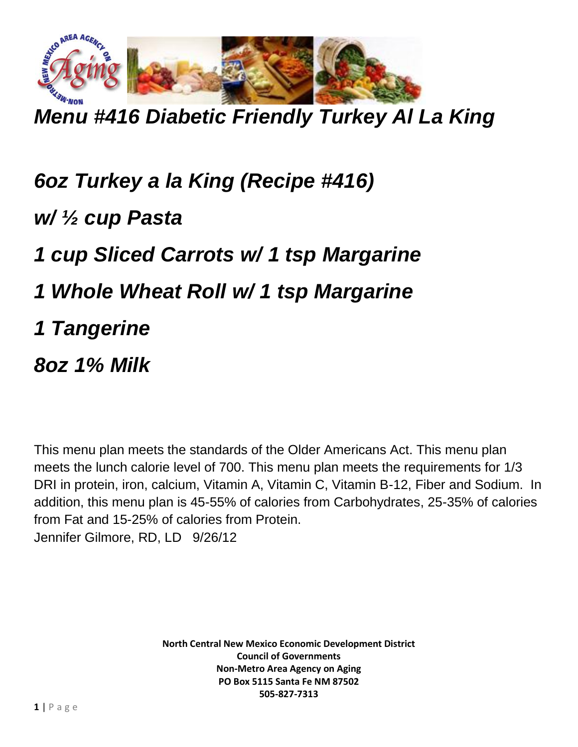# *Menu #416 Diabetic Friendly Turkey Al La King*

***6oz Turkey a la King (Recipe #416)***

***w/ ½ cup Pasta***

***1 cup Sliced Carrots w/ 1 tsp Margarine***

***1 Whole Wheat Roll w/ 1 tsp Margarine***

***1 Tangerine***

***8oz 1% Milk***

This menu plan meets the standards of the Older Americans Act. This menu plan meets the lunch calorie level of 700. This menu plan meets the requirements for 1/3 DRI in protein, iron, calcium, Vitamin A, Vitamin C, Vitamin B-12, Fiber and Sodium. In addition, this menu plan is 45-55% of calories from Carbohydrates, 25-35% of calories from Fat and 15-25% of calories from Protein.
Jennifer Gilmore, RD, LD 9/26/12

**North Central New Mexico Economic Development District**
**Council of Governments**
**Non-Metro Area Agency on Aging**
**PO Box 5115 Santa Fe NM 87502**
**505-827-7313**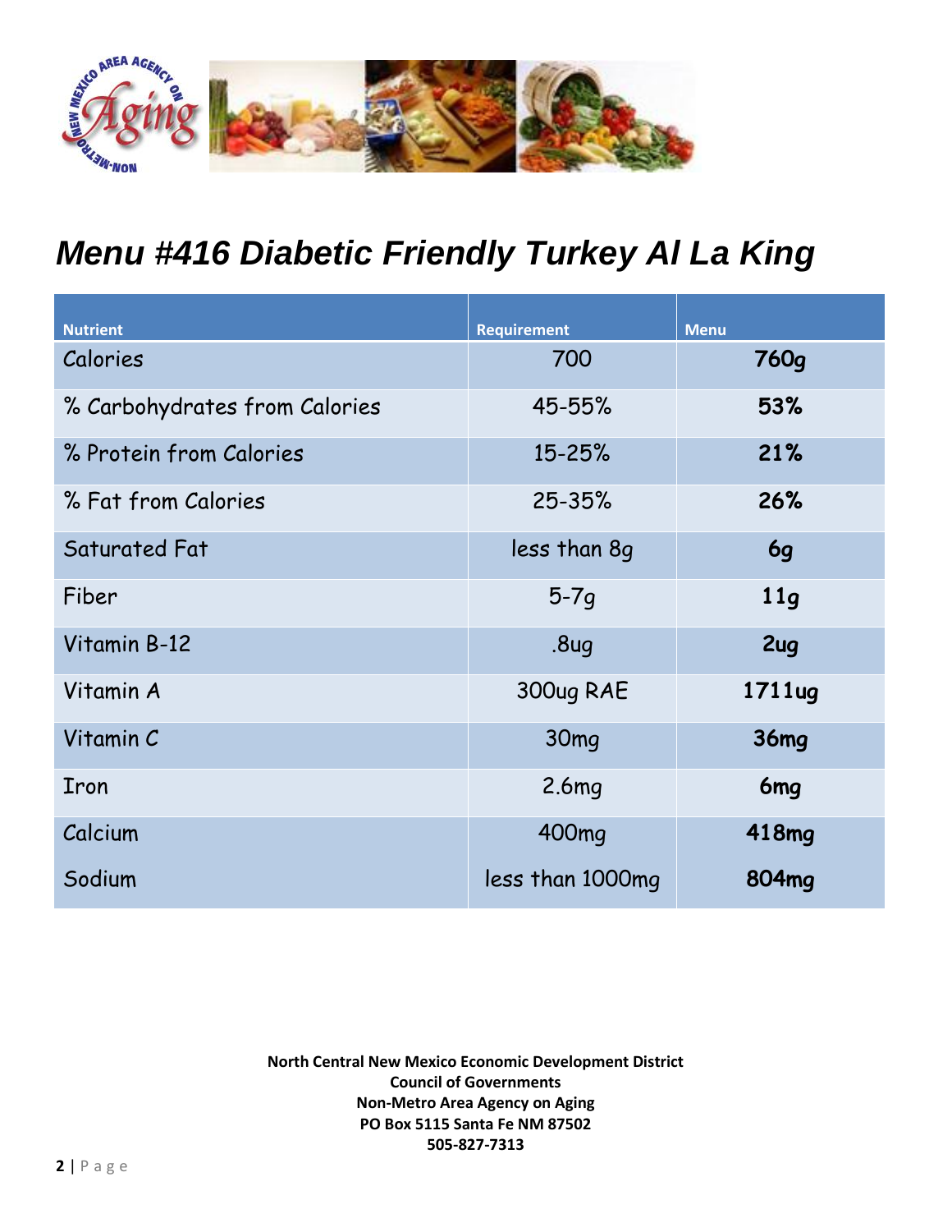# *Menu #416 Diabetic Friendly Turkey Al La King*

| Nutrient | Requirement | Menu |
|---|---|---|
| Calories | 700 | **760g** |
| % Carbohydrates from Calories | 45-55% | **53%** |
| % Protein from Calories | 15-25% | **21%** |
| % Fat from Calories | 25-35% | **26%** |
| Saturated Fat | less than 8g | **6g** |
| Fiber | 5-7g | **11g** |
| Vitamin B-12 | .8ug | **2ug** |
| Vitamin A | 300ug RAE | **1711ug** |
| Vitamin C | 30mg | **36mg** |
| Iron | 2.6mg | **6mg** |
| Calcium | 400mg | **418mg** |
| Sodium | less than 1000mg | **804mg** |

**North Central New Mexico Economic Development District**
**Council of Governments**
**Non-Metro Area Agency on Aging**
**PO Box 5115 Santa Fe NM 87502**
**505-827-7313**